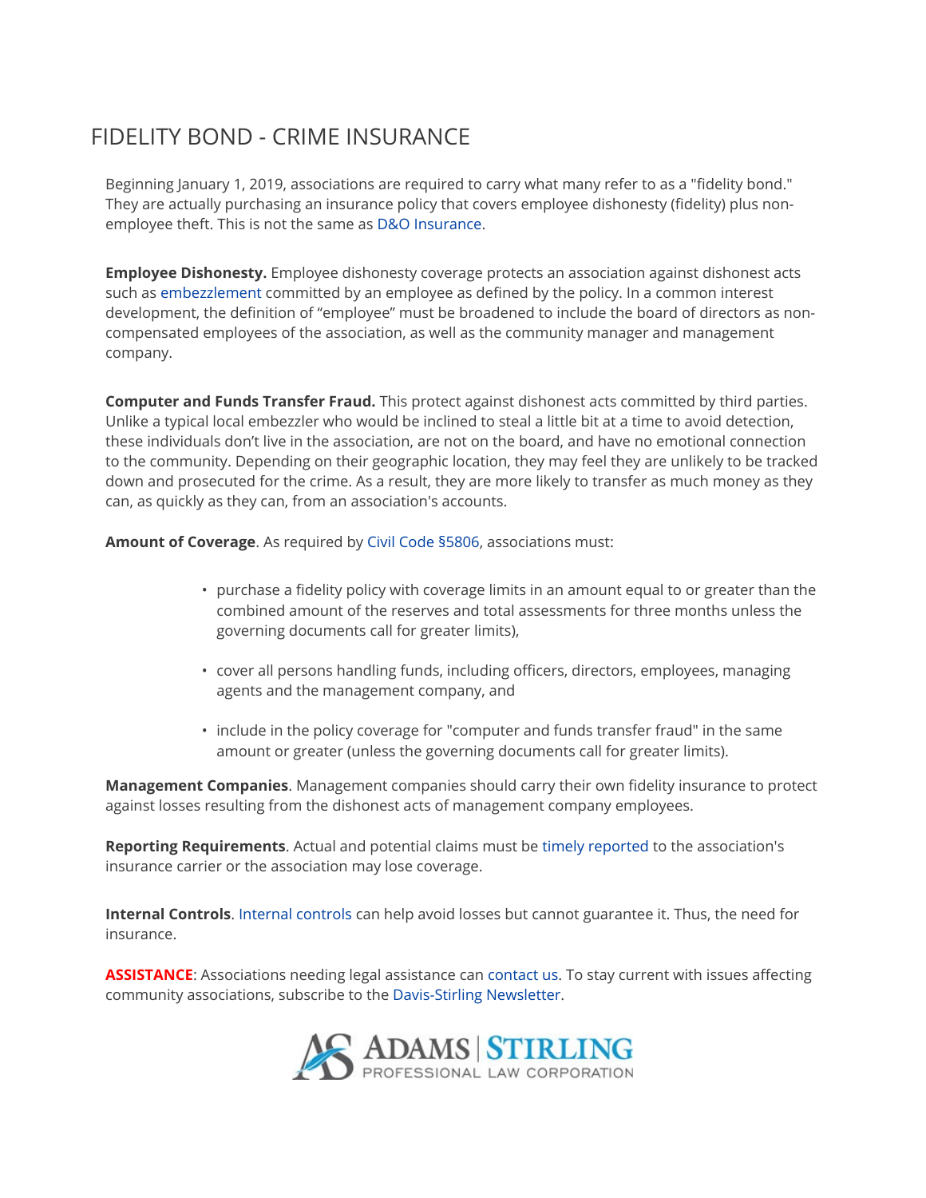# FIDELITY BOND - CRIME INSURANCE

Beginning January 1, 2019, associations are required to carry what many refer to as a "fidelity bond." They are actually purchasing an insurance policy that covers employee dishonesty (fidelity) plus non-employee theft. This is not the same as D&O Insurance.

**Employee Dishonesty.** Employee dishonesty coverage protects an association against dishonest acts such as embezzlement committed by an employee as defined by the policy. In a common interest development, the definition of "employee" must be broadened to include the board of directors as non-compensated employees of the association, as well as the community manager and management company.

**Computer and Funds Transfer Fraud.** This protect against dishonest acts committed by third parties. Unlike a typical local embezzler who would be inclined to steal a little bit at a time to avoid detection, these individuals don't live in the association, are not on the board, and have no emotional connection to the community. Depending on their geographic location, they may feel they are unlikely to be tracked down and prosecuted for the crime. As a result, they are more likely to transfer as much money as they can, as quickly as they can, from an association's accounts.

**Amount of Coverage**. As required by Civil Code §5806, associations must:

- purchase a fidelity policy with coverage limits in an amount equal to or greater than the combined amount of the reserves and total assessments for three months unless the governing documents call for greater limits),
- cover all persons handling funds, including officers, directors, employees, managing agents and the management company, and
- include in the policy coverage for "computer and funds transfer fraud" in the same amount or greater (unless the governing documents call for greater limits).

**Management Companies**. Management companies should carry their own fidelity insurance to protect against losses resulting from the dishonest acts of management company employees.

**Reporting Requirements**. Actual and potential claims must be timely reported to the association's insurance carrier or the association may lose coverage.

**Internal Controls**. Internal controls can help avoid losses but cannot guarantee it. Thus, the need for insurance.

**ASSISTANCE**: Associations needing legal assistance can contact us. To stay current with issues affecting community associations, subscribe to the Davis-Stirling Newsletter.

ADAMS | STIRLING
PROFESSIONAL LAW CORPORATION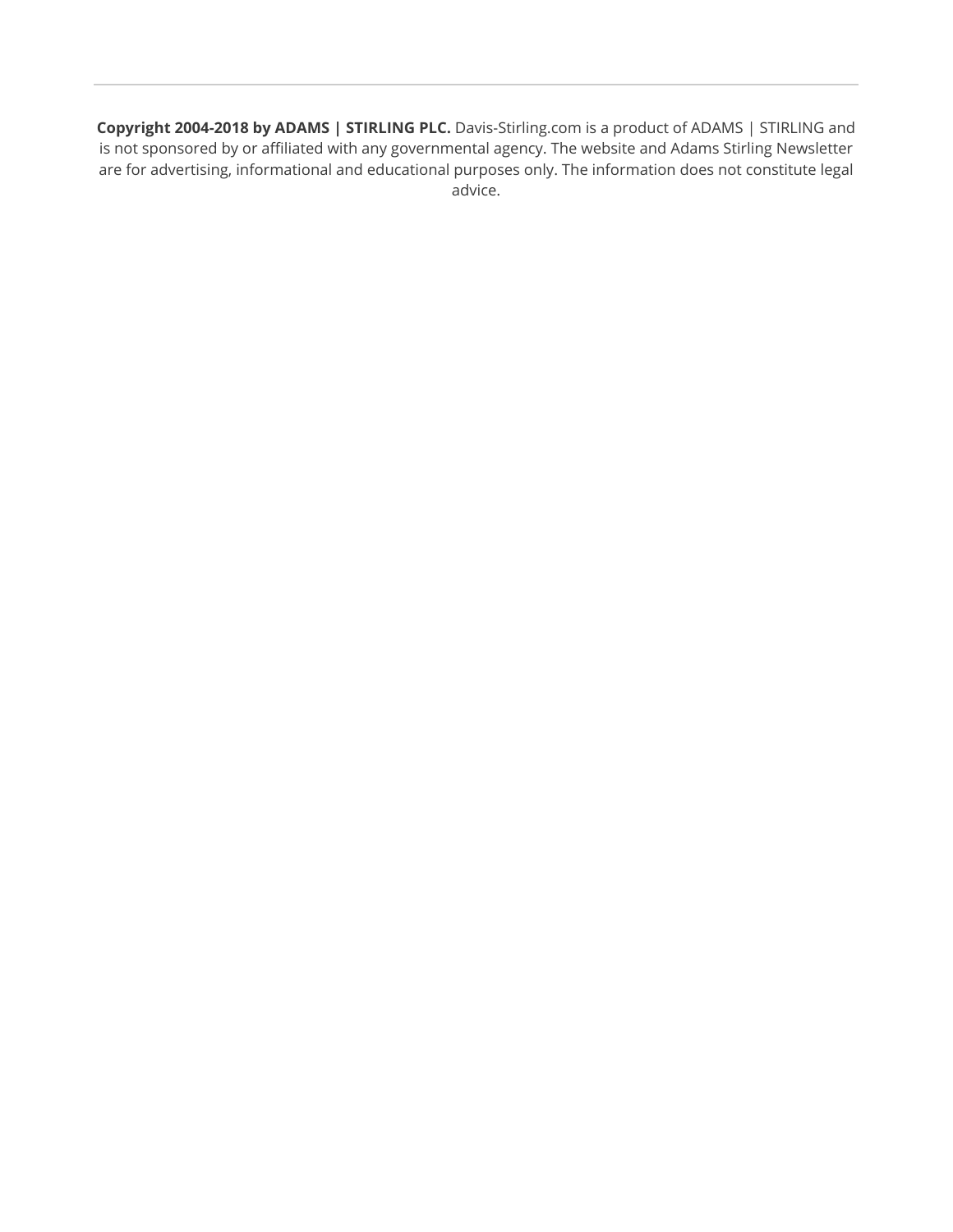---

**Copyright 2004-2018 by ADAMS | STIRLING PLC.** Davis-Stirling.com is a product of ADAMS | STIRLING and is not sponsored by or affiliated with any governmental agency. The website and Adams Stirling Newsletter are for advertising, informational and educational purposes only. The information does not constitute legal advice.